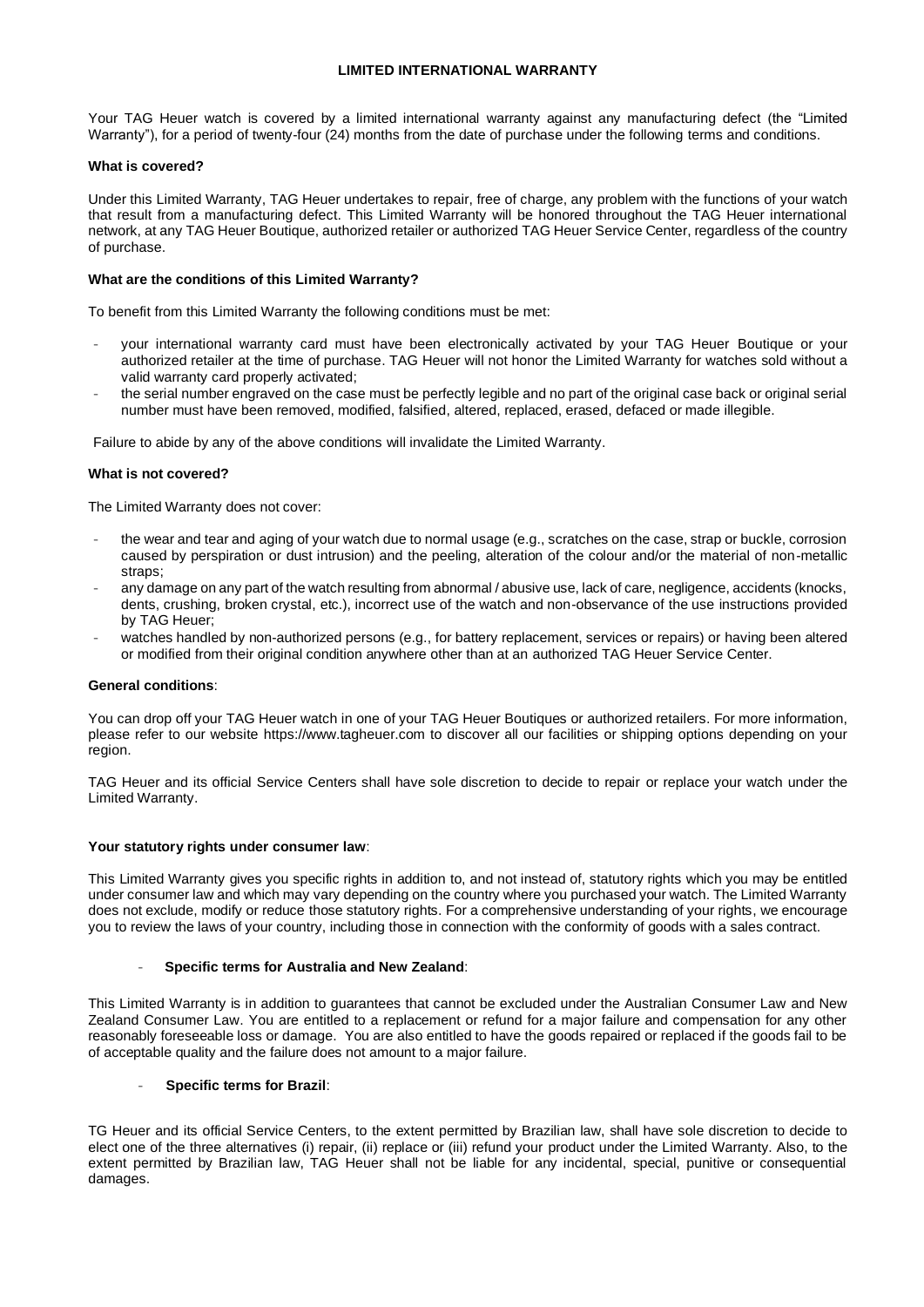# LIMITED INTERNATIONAL WARRANTY

Your TAG Heuer watch is covered by a limited international warranty against any manufacturing defect (the "Limited Warranty"), for a period of twenty-four (24) months from the date of purchase under the following terms and conditions.

**What is covered?**

Under this Limited Warranty, TAG Heuer undertakes to repair, free of charge, any problem with the functions of your watch that result from a manufacturing defect. This Limited Warranty will be honored throughout the TAG Heuer international network, at any TAG Heuer Boutique, authorized retailer or authorized TAG Heuer Service Center, regardless of the country of purchase.

**What are the conditions of this Limited Warranty?**

To benefit from this Limited Warranty the following conditions must be met:

- your international warranty card must have been electronically activated by your TAG Heuer Boutique or your authorized retailer at the time of purchase. TAG Heuer will not honor the Limited Warranty for watches sold without a valid warranty card properly activated;
- the serial number engraved on the case must be perfectly legible and no part of the original case back or original serial number must have been removed, modified, falsified, altered, replaced, erased, defaced or made illegible.

Failure to abide by any of the above conditions will invalidate the Limited Warranty.

**What is not covered?**

The Limited Warranty does not cover:

- the wear and tear and aging of your watch due to normal usage (e.g., scratches on the case, strap or buckle, corrosion caused by perspiration or dust intrusion) and the peeling, alteration of the colour and/or the material of non-metallic straps;
- any damage on any part of the watch resulting from abnormal / abusive use, lack of care, negligence, accidents (knocks, dents, crushing, broken crystal, etc.), incorrect use of the watch and non-observance of the use instructions provided by TAG Heuer;
- watches handled by non-authorized persons (e.g., for battery replacement, services or repairs) or having been altered or modified from their original condition anywhere other than at an authorized TAG Heuer Service Center.

**General conditions**:

You can drop off your TAG Heuer watch in one of your TAG Heuer Boutiques or authorized retailers. For more information, please refer to our website https://www.tagheuer.com to discover all our facilities or shipping options depending on your region.

TAG Heuer and its official Service Centers shall have sole discretion to decide to repair or replace your watch under the Limited Warranty.

**Your statutory rights under consumer law**:

This Limited Warranty gives you specific rights in addition to, and not instead of, statutory rights which you may be entitled under consumer law and which may vary depending on the country where you purchased your watch. The Limited Warranty does not exclude, modify or reduce those statutory rights. For a comprehensive understanding of your rights, we encourage you to review the laws of your country, including those in connection with the conformity of goods with a sales contract.

- **Specific terms for Australia and New Zealand**:

This Limited Warranty is in addition to guarantees that cannot be excluded under the Australian Consumer Law and New Zealand Consumer Law. You are entitled to a replacement or refund for a major failure and compensation for any other reasonably foreseeable loss or damage. You are also entitled to have the goods repaired or replaced if the goods fail to be of acceptable quality and the failure does not amount to a major failure.

- **Specific terms for Brazil**:

TG Heuer and its official Service Centers, to the extent permitted by Brazilian law, shall have sole discretion to decide to elect one of the three alternatives (i) repair, (ii) replace or (iii) refund your product under the Limited Warranty. Also, to the extent permitted by Brazilian law, TAG Heuer shall not be liable for any incidental, special, punitive or consequential damages.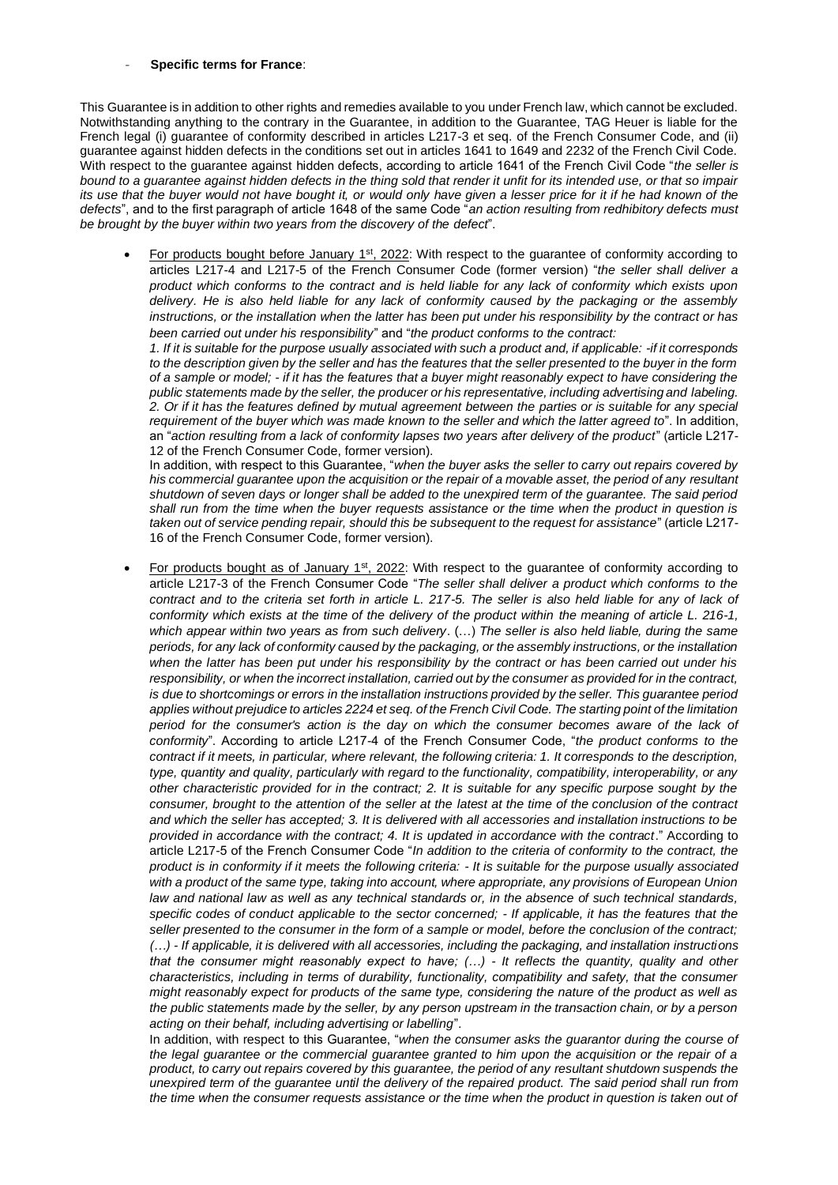- **Specific terms for France**:

This Guarantee is in addition to other rights and remedies available to you under French law, which cannot be excluded. Notwithstanding anything to the contrary in the Guarantee, in addition to the Guarantee, TAG Heuer is liable for the French legal (i) guarantee of conformity described in articles L217-3 et seq. of the French Consumer Code, and (ii) guarantee against hidden defects in the conditions set out in articles 1641 to 1649 and 2232 of the French Civil Code. With respect to the guarantee against hidden defects, according to article 1641 of the French Civil Code "*the seller is bound to a guarantee against hidden defects in the thing sold that render it unfit for its intended use, or that so impair its use that the buyer would not have bought it, or would only have given a lesser price for it if he had known of the defects*", and to the first paragraph of article 1648 of the same Code "*an action resulting from redhibitory defects must be brought by the buyer within two years from the discovery of the defect*".

- For products bought before January 1st, 2022: With respect to the guarantee of conformity according to articles L217-4 and L217-5 of the French Consumer Code (former version) "*the seller shall deliver a product which conforms to the contract and is held liable for any lack of conformity which exists upon delivery. He is also held liable for any lack of conformity caused by the packaging or the assembly instructions, or the installation when the latter has been put under his responsibility by the contract or has been carried out under his responsibility*" and "*the product conforms to the contract:*
  *1. If it is suitable for the purpose usually associated with such a product and, if applicable: -if it corresponds to the description given by the seller and has the features that the seller presented to the buyer in the form of a sample or model; - if it has the features that a buyer might reasonably expect to have considering the public statements made by the seller, the producer or his representative, including advertising and labeling. 2. Or if it has the features defined by mutual agreement between the parties or is suitable for any special requirement of the buyer which was made known to the seller and which the latter agreed to*". In addition, an "*action resulting from a lack of conformity lapses two years after delivery of the product*" (article L217-12 of the French Consumer Code, former version).
  In addition, with respect to this Guarantee, "*when the buyer asks the seller to carry out repairs covered by his commercial guarantee upon the acquisition or the repair of a movable asset, the period of any resultant shutdown of seven days or longer shall be added to the unexpired term of the guarantee. The said period shall run from the time when the buyer requests assistance or the time when the product in question is taken out of service pending repair, should this be subsequent to the request for assistance*" (article L217-16 of the French Consumer Code, former version).

- For products bought as of January 1st, 2022: With respect to the guarantee of conformity according to article L217-3 of the French Consumer Code "*The seller shall deliver a product which conforms to the contract and to the criteria set forth in article L. 217-5. The seller is also held liable for any of lack of conformity which exists at the time of the delivery of the product within the meaning of article L. 216-1, which appear within two years as from such delivery*. (…) *The seller is also held liable, during the same periods, for any lack of conformity caused by the packaging, or the assembly instructions, or the installation when the latter has been put under his responsibility by the contract or has been carried out under his responsibility, or when the incorrect installation, carried out by the consumer as provided for in the contract, is due to shortcomings or errors in the installation instructions provided by the seller. This guarantee period applies without prejudice to articles 2224 et seq. of the French Civil Code. The starting point of the limitation period for the consumer's action is the day on which the consumer becomes aware of the lack of conformity*". According to article L217-4 of the French Consumer Code, "*the product conforms to the contract if it meets, in particular, where relevant, the following criteria: 1. It corresponds to the description, type, quantity and quality, particularly with regard to the functionality, compatibility, interoperability, or any other characteristic provided for in the contract; 2. It is suitable for any specific purpose sought by the consumer, brought to the attention of the seller at the latest at the time of the conclusion of the contract and which the seller has accepted; 3. It is delivered with all accessories and installation instructions to be provided in accordance with the contract; 4. It is updated in accordance with the contract*." According to article L217-5 of the French Consumer Code "*In addition to the criteria of conformity to the contract, the product is in conformity if it meets the following criteria: - It is suitable for the purpose usually associated with a product of the same type, taking into account, where appropriate, any provisions of European Union law and national law as well as any technical standards or, in the absence of such technical standards, specific codes of conduct applicable to the sector concerned; - If applicable, it has the features that the seller presented to the consumer in the form of a sample or model, before the conclusion of the contract; (…) - If applicable, it is delivered with all accessories, including the packaging, and installation instructions that the consumer might reasonably expect to have; (…) - It reflects the quantity, quality and other characteristics, including in terms of durability, functionality, compatibility and safety, that the consumer might reasonably expect for products of the same type, considering the nature of the product as well as the public statements made by the seller, by any person upstream in the transaction chain, or by a person acting on their behalf, including advertising or labelling*".
  In addition, with respect to this Guarantee, "*when the consumer asks the guarantor during the course of the legal guarantee or the commercial guarantee granted to him upon the acquisition or the repair of a product, to carry out repairs covered by this guarantee, the period of any resultant shutdown suspends the unexpired term of the guarantee until the delivery of the repaired product. The said period shall run from the time when the consumer requests assistance or the time when the product in question is taken out of*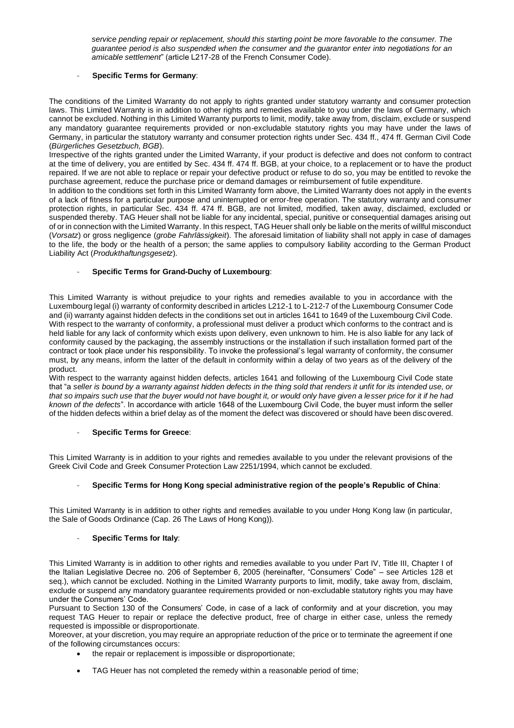*service pending repair or replacement, should this starting point be more favorable to the consumer. The guarantee period is also suspended when the consumer and the guarantor enter into negotiations for an amicable settlement*" (article L217-28 of the French Consumer Code).

- **Specific Terms for Germany**:

The conditions of the Limited Warranty do not apply to rights granted under statutory warranty and consumer protection laws. This Limited Warranty is in addition to other rights and remedies available to you under the laws of Germany, which cannot be excluded. Nothing in this Limited Warranty purports to limit, modify, take away from, disclaim, exclude or suspend any mandatory guarantee requirements provided or non-excludable statutory rights you may have under the laws of Germany, in particular the statutory warranty and consumer protection rights under Sec. 434 ff., 474 ff. German Civil Code (*Bürgerliches Gesetzbuch, BGB*).

Irrespective of the rights granted under the Limited Warranty, if your product is defective and does not conform to contract at the time of delivery, you are entitled by Sec. 434 ff. 474 ff. BGB, at your choice, to a replacement or to have the product repaired. If we are not able to replace or repair your defective product or refuse to do so, you may be entitled to revoke the purchase agreement, reduce the purchase price or demand damages or reimbursement of futile expenditure.

In addition to the conditions set forth in this Limited Warranty form above, the Limited Warranty does not apply in the events of a lack of fitness for a particular purpose and uninterrupted or error-free operation. The statutory warranty and consumer protection rights, in particular Sec. 434 ff. 474 ff. BGB, are not limited, modified, taken away, disclaimed, excluded or suspended thereby. TAG Heuer shall not be liable for any incidental, special, punitive or consequential damages arising out of or in connection with the Limited Warranty. In this respect, TAG Heuer shall only be liable on the merits of willful misconduct (*Vorsatz*) or gross negligence (*grobe Fahrlässigkeit*). The aforesaid limitation of liability shall not apply in case of damages to the life, the body or the health of a person; the same applies to compulsory liability according to the German Product Liability Act (*Produkthaftungsgesetz*).

- **Specific Terms for Grand-Duchy of Luxembourg**:

This Limited Warranty is without prejudice to your rights and remedies available to you in accordance with the Luxembourg legal (i) warranty of conformity described in articles L212-1 to L-212-7 of the Luxembourg Consumer Code and (ii) warranty against hidden defects in the conditions set out in articles 1641 to 1649 of the Luxembourg Civil Code. With respect to the warranty of conformity, a professional must deliver a product which conforms to the contract and is held liable for any lack of conformity which exists upon delivery, even unknown to him. He is also liable for any lack of conformity caused by the packaging, the assembly instructions or the installation if such installation formed part of the contract or took place under his responsibility. To invoke the professional's legal warranty of conformity, the consumer must, by any means, inform the latter of the default in conformity within a delay of two years as of the delivery of the product.

With respect to the warranty against hidden defects, articles 1641 and following of the Luxembourg Civil Code state that "*a seller is bound by a warranty against hidden defects in the thing sold that renders it unfit for its intended use, or that so impairs such use that the buyer would not have bought it, or would only have given a lesser price for it if he had known of the defects*". In accordance with article 1648 of the Luxembourg Civil Code, the buyer must inform the seller of the hidden defects within a brief delay as of the moment the defect was discovered or should have been discovered.

- **Specific Terms for Greece**:

This Limited Warranty is in addition to your rights and remedies available to you under the relevant provisions of the Greek Civil Code and Greek Consumer Protection Law 2251/1994, which cannot be excluded.

- **Specific Terms for Hong Kong special administrative region of the people's Republic of China**:

This Limited Warranty is in addition to other rights and remedies available to you under Hong Kong law (in particular, the Sale of Goods Ordinance (Cap. 26 The Laws of Hong Kong)).

- **Specific Terms for Italy**:

This Limited Warranty is in addition to other rights and remedies available to you under Part IV, Title III, Chapter I of the Italian Legislative Decree no. 206 of September 6, 2005 (hereinafter, "Consumers' Code" – see Articles 128 et seq.), which cannot be excluded. Nothing in the Limited Warranty purports to limit, modify, take away from, disclaim, exclude or suspend any mandatory guarantee requirements provided or non-excludable statutory rights you may have under the Consumers' Code.

Pursuant to Section 130 of the Consumers' Code, in case of a lack of conformity and at your discretion, you may request TAG Heuer to repair or replace the defective product, free of charge in either case, unless the remedy requested is impossible or disproportionate.

Moreover, at your discretion, you may require an appropriate reduction of the price or to terminate the agreement if one of the following circumstances occurs:

- the repair or replacement is impossible or disproportionate;
- TAG Heuer has not completed the remedy within a reasonable period of time;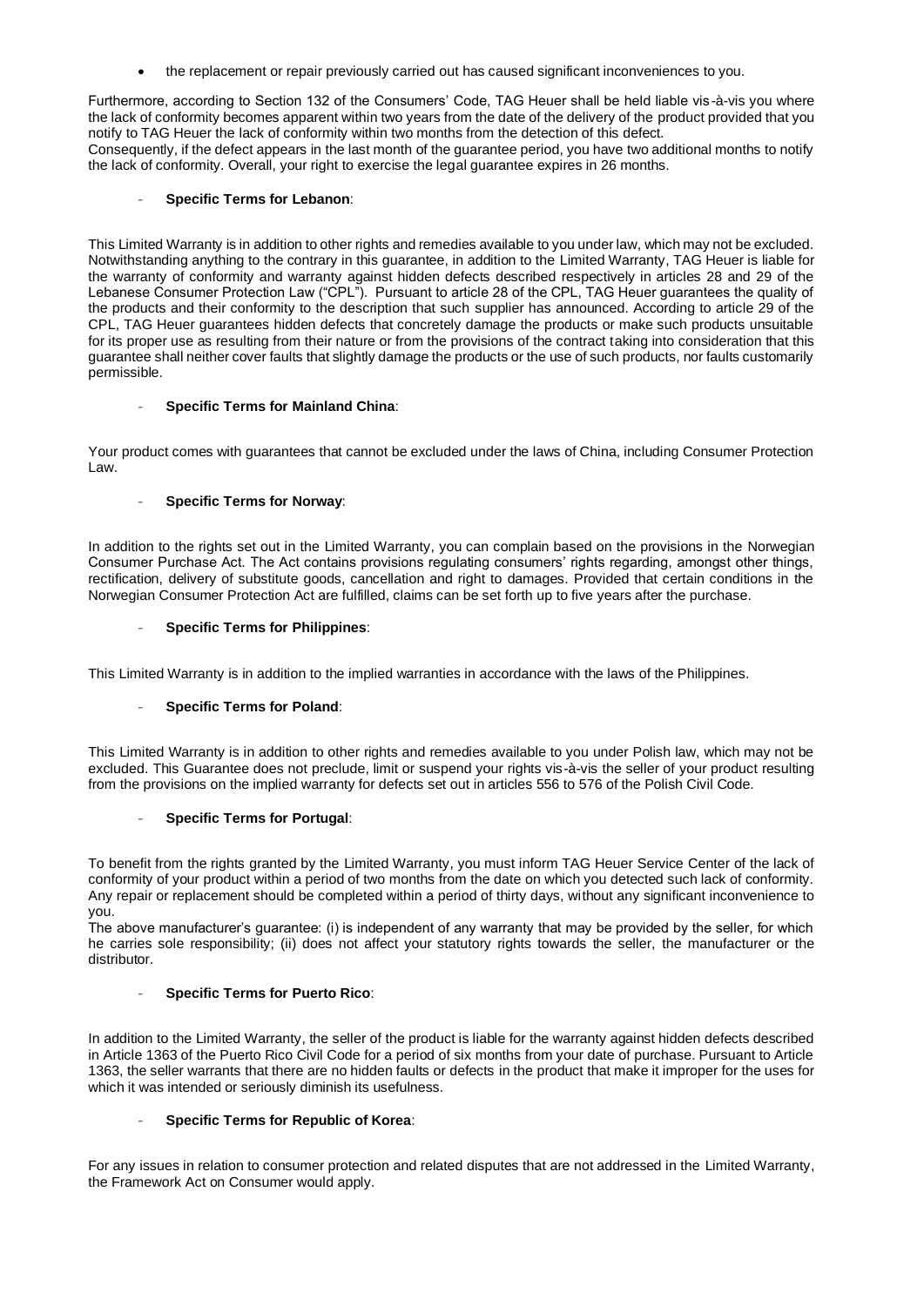- the replacement or repair previously carried out has caused significant inconveniences to you.

Furthermore, according to Section 132 of the Consumers' Code, TAG Heuer shall be held liable vis-à-vis you where the lack of conformity becomes apparent within two years from the date of the delivery of the product provided that you notify to TAG Heuer the lack of conformity within two months from the detection of this defect.
Consequently, if the defect appears in the last month of the guarantee period, you have two additional months to notify the lack of conformity. Overall, your right to exercise the legal guarantee expires in 26 months.

- **Specific Terms for Lebanon**:

This Limited Warranty is in addition to other rights and remedies available to you under law, which may not be excluded. Notwithstanding anything to the contrary in this guarantee, in addition to the Limited Warranty, TAG Heuer is liable for the warranty of conformity and warranty against hidden defects described respectively in articles 28 and 29 of the Lebanese Consumer Protection Law ("CPL"). Pursuant to article 28 of the CPL, TAG Heuer guarantees the quality of the products and their conformity to the description that such supplier has announced. According to article 29 of the CPL, TAG Heuer guarantees hidden defects that concretely damage the products or make such products unsuitable for its proper use as resulting from their nature or from the provisions of the contract taking into consideration that this guarantee shall neither cover faults that slightly damage the products or the use of such products, nor faults customarily permissible.

- **Specific Terms for Mainland China**:

Your product comes with guarantees that cannot be excluded under the laws of China, including Consumer Protection Law.

- **Specific Terms for Norway**:

In addition to the rights set out in the Limited Warranty, you can complain based on the provisions in the Norwegian Consumer Purchase Act. The Act contains provisions regulating consumers' rights regarding, amongst other things, rectification, delivery of substitute goods, cancellation and right to damages. Provided that certain conditions in the Norwegian Consumer Protection Act are fulfilled, claims can be set forth up to five years after the purchase.

- **Specific Terms for Philippines**:

This Limited Warranty is in addition to the implied warranties in accordance with the laws of the Philippines.

- **Specific Terms for Poland**:

This Limited Warranty is in addition to other rights and remedies available to you under Polish law, which may not be excluded. This Guarantee does not preclude, limit or suspend your rights vis-à-vis the seller of your product resulting from the provisions on the implied warranty for defects set out in articles 556 to 576 of the Polish Civil Code.

- **Specific Terms for Portugal**:

To benefit from the rights granted by the Limited Warranty, you must inform TAG Heuer Service Center of the lack of conformity of your product within a period of two months from the date on which you detected such lack of conformity. Any repair or replacement should be completed within a period of thirty days, without any significant inconvenience to you.
The above manufacturer's guarantee: (i) is independent of any warranty that may be provided by the seller, for which he carries sole responsibility; (ii) does not affect your statutory rights towards the seller, the manufacturer or the distributor.

- **Specific Terms for Puerto Rico**:

In addition to the Limited Warranty, the seller of the product is liable for the warranty against hidden defects described in Article 1363 of the Puerto Rico Civil Code for a period of six months from your date of purchase. Pursuant to Article 1363, the seller warrants that there are no hidden faults or defects in the product that make it improper for the uses for which it was intended or seriously diminish its usefulness.

- **Specific Terms for Republic of Korea**:

For any issues in relation to consumer protection and related disputes that are not addressed in the Limited Warranty, the Framework Act on Consumer would apply.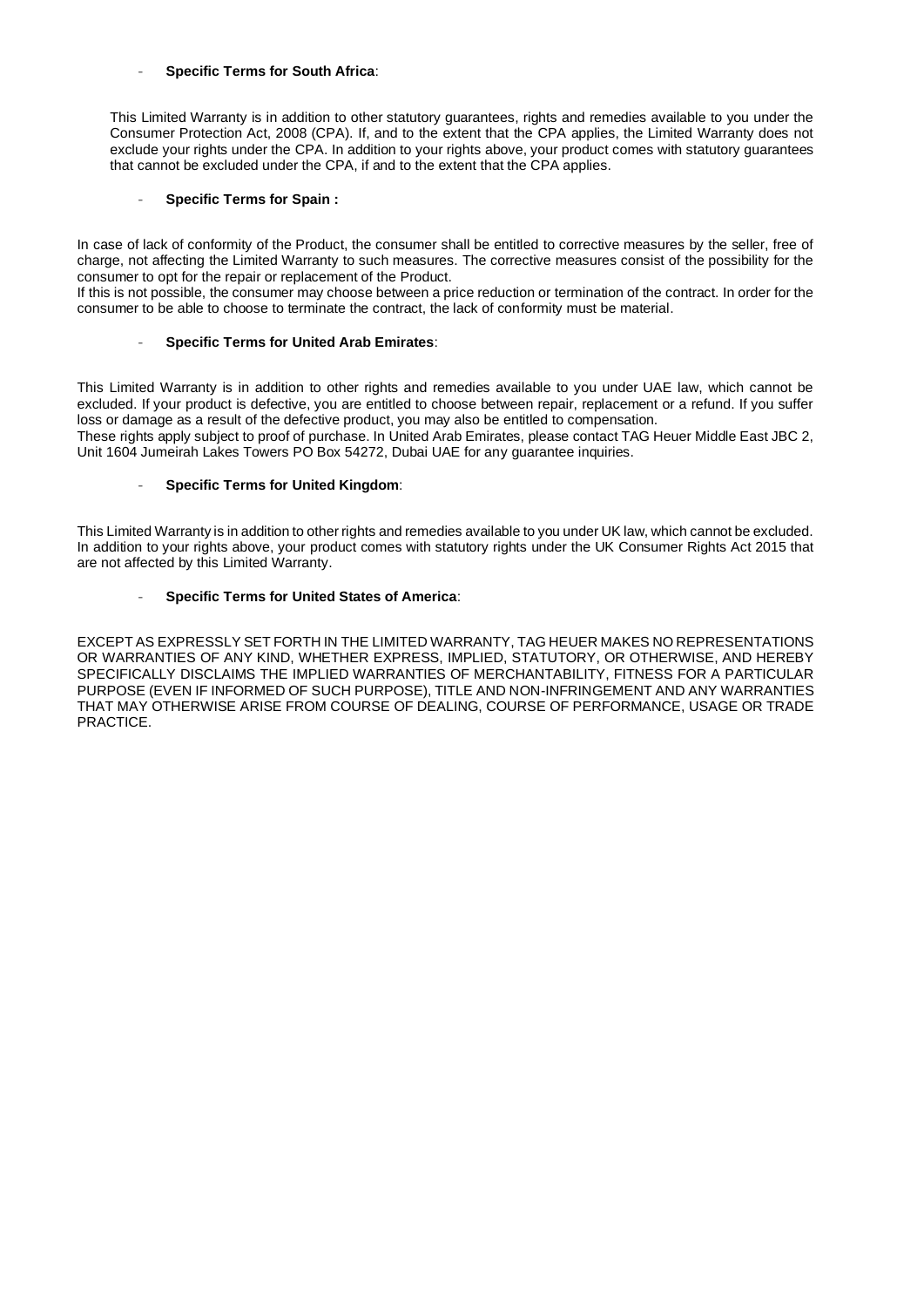- **Specific Terms for South Africa**:

This Limited Warranty is in addition to other statutory guarantees, rights and remedies available to you under the Consumer Protection Act, 2008 (CPA). If, and to the extent that the CPA applies, the Limited Warranty does not exclude your rights under the CPA. In addition to your rights above, your product comes with statutory guarantees that cannot be excluded under the CPA, if and to the extent that the CPA applies.

- **Specific Terms for Spain :**

In case of lack of conformity of the Product, the consumer shall be entitled to corrective measures by the seller, free of charge, not affecting the Limited Warranty to such measures. The corrective measures consist of the possibility for the consumer to opt for the repair or replacement of the Product.
If this is not possible, the consumer may choose between a price reduction or termination of the contract. In order for the consumer to be able to choose to terminate the contract, the lack of conformity must be material.

- **Specific Terms for United Arab Emirates**:

This Limited Warranty is in addition to other rights and remedies available to you under UAE law, which cannot be excluded. If your product is defective, you are entitled to choose between repair, replacement or a refund. If you suffer loss or damage as a result of the defective product, you may also be entitled to compensation.
These rights apply subject to proof of purchase. In United Arab Emirates, please contact TAG Heuer Middle East JBC 2, Unit 1604 Jumeirah Lakes Towers PO Box 54272, Dubai UAE for any guarantee inquiries.

- **Specific Terms for United Kingdom**:

This Limited Warranty is in addition to other rights and remedies available to you under UK law, which cannot be excluded. In addition to your rights above, your product comes with statutory rights under the UK Consumer Rights Act 2015 that are not affected by this Limited Warranty.

- **Specific Terms for United States of America**:

EXCEPT AS EXPRESSLY SET FORTH IN THE LIMITED WARRANTY, TAG HEUER MAKES NO REPRESENTATIONS OR WARRANTIES OF ANY KIND, WHETHER EXPRESS, IMPLIED, STATUTORY, OR OTHERWISE, AND HEREBY SPECIFICALLY DISCLAIMS THE IMPLIED WARRANTIES OF MERCHANTABILITY, FITNESS FOR A PARTICULAR PURPOSE (EVEN IF INFORMED OF SUCH PURPOSE), TITLE AND NON-INFRINGEMENT AND ANY WARRANTIES THAT MAY OTHERWISE ARISE FROM COURSE OF DEALING, COURSE OF PERFORMANCE, USAGE OR TRADE PRACTICE.